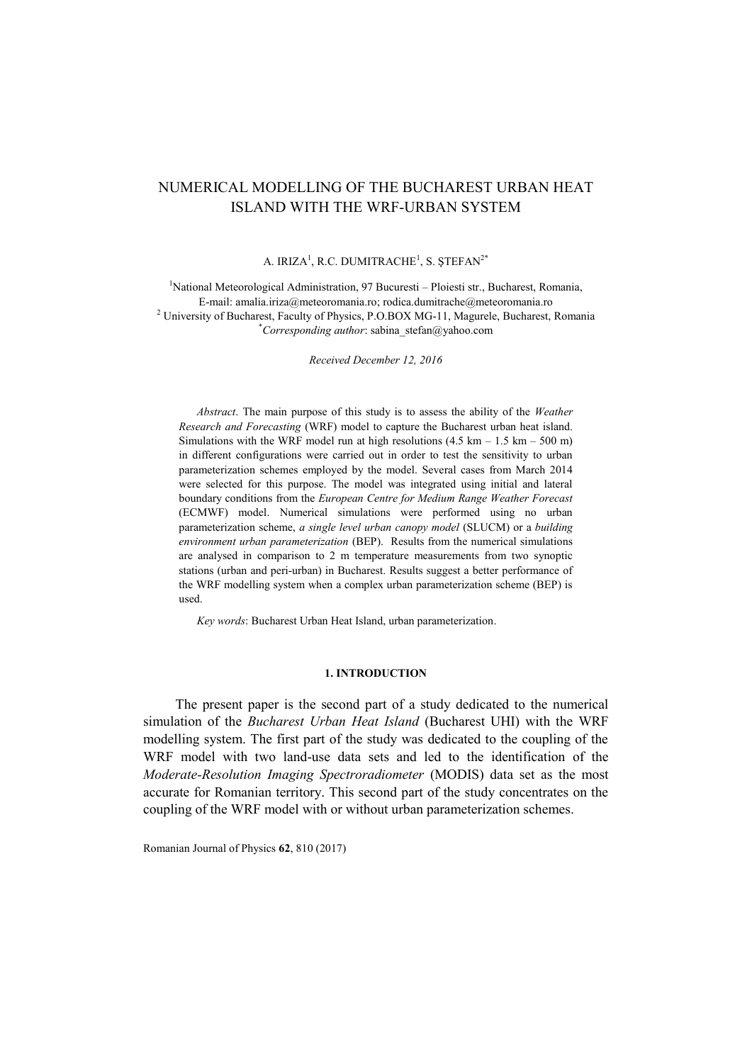# NUMERICAL MODELLING OF THE BUCHAREST URBAN HEAT ISLAND WITH THE WRF-URBAN SYSTEM

A. IRIZA[1], R.C. DUMITRACHE[1], S. ŞTEFAN[2*]

[1]National Meteorological Administration, 97 Bucuresti – Ploiesti str., Bucharest, Romania,
E-mail: amalia.iriza@meteoromania.ro; rodica.dumitrache@meteoromania.ro
[2] University of Bucharest, Faculty of Physics, P.O.BOX MG-11, Magurele, Bucharest, Romania
[*]*Corresponding author*: sabina_stefan@yahoo.com

*Received December 12, 2016*

*Abstract*. The main purpose of this study is to assess the ability of the *Weather Research and Forecasting* (WRF) model to capture the Bucharest urban heat island. Simulations with the WRF model run at high resolutions (4.5 km – 1.5 km – 500 m) in different configurations were carried out in order to test the sensitivity to urban parameterization schemes employed by the model. Several cases from March 2014 were selected for this purpose. The model was integrated using initial and lateral boundary conditions from the *European Centre for Medium Range Weather Forecast* (ECMWF) model. Numerical simulations were performed using no urban parameterization scheme, *a single level urban canopy model* (SLUCM) or a *building environment urban parameterization* (BEP). Results from the numerical simulations are analysed in comparison to 2 m temperature measurements from two synoptic stations (urban and peri-urban) in Bucharest. Results suggest a better performance of the WRF modelling system when a complex urban parameterization scheme (BEP) is used.

*Key words*: Bucharest Urban Heat Island, urban parameterization.

## 1. INTRODUCTION

The present paper is the second part of a study dedicated to the numerical simulation of the *Bucharest Urban Heat Island* (Bucharest UHI) with the WRF modelling system. The first part of the study was dedicated to the coupling of the WRF model with two land-use data sets and led to the identification of the *Moderate-Resolution Imaging Spectroradiometer* (MODIS) data set as the most accurate for Romanian territory. This second part of the study concentrates on the coupling of the WRF model with or without urban parameterization schemes.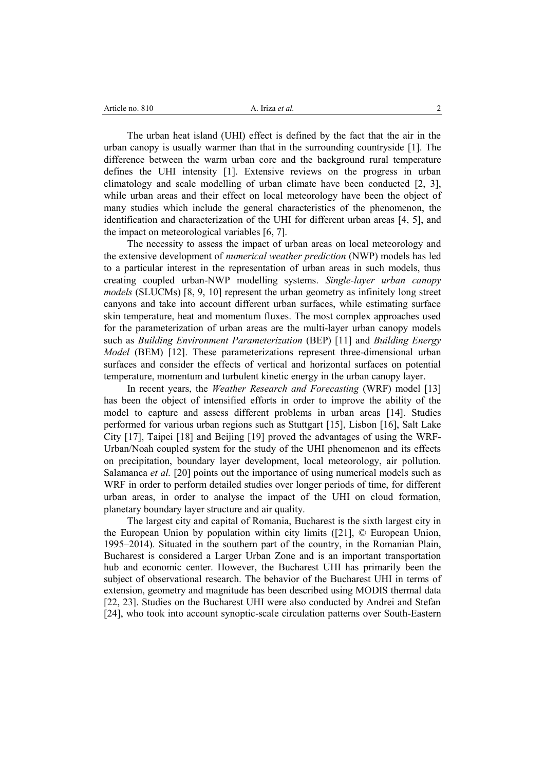The urban heat island (UHI) effect is defined by the fact that the air in the urban canopy is usually warmer than that in the surrounding countryside [1]. The difference between the warm urban core and the background rural temperature defines the UHI intensity [1]. Extensive reviews on the progress in urban climatology and scale modelling of urban climate have been conducted [2, 3], while urban areas and their effect on local meteorology have been the object of many studies which include the general characteristics of the phenomenon, the identification and characterization of the UHI for different urban areas [4, 5], and the impact on meteorological variables [6, 7].

The necessity to assess the impact of urban areas on local meteorology and the extensive development of *numerical weather prediction* (NWP) models has led to a particular interest in the representation of urban areas in such models, thus creating coupled urban-NWP modelling systems. *Single-layer urban canopy models* (SLUCMs) [8, 9, 10] represent the urban geometry as infinitely long street canyons and take into account different urban surfaces, while estimating surface skin temperature, heat and momentum fluxes. The most complex approaches used for the parameterization of urban areas are the multi-layer urban canopy models such as *Building Environment Parameterization* (BEP) [11] and *Building Energy Model* (BEM) [12]. These parameterizations represent three-dimensional urban surfaces and consider the effects of vertical and horizontal surfaces on potential temperature, momentum and turbulent kinetic energy in the urban canopy layer.

In recent years, the *Weather Research and Forecasting* (WRF) model [13] has been the object of intensified efforts in order to improve the ability of the model to capture and assess different problems in urban areas [14]. Studies performed for various urban regions such as Stuttgart [15], Lisbon [16], Salt Lake City [17], Taipei [18] and Beijing [19] proved the advantages of using the WRF-Urban/Noah coupled system for the study of the UHI phenomenon and its effects on precipitation, boundary layer development, local meteorology, air pollution. Salamanca *et al.* [20] points out the importance of using numerical models such as WRF in order to perform detailed studies over longer periods of time, for different urban areas, in order to analyse the impact of the UHI on cloud formation, planetary boundary layer structure and air quality.

The largest city and capital of Romania, Bucharest is the sixth largest city in the European Union by population within city limits ([21], © European Union, 1995–2014). Situated in the southern part of the country, in the Romanian Plain, Bucharest is considered a Larger Urban Zone and is an important transportation hub and economic center. However, the Bucharest UHI has primarily been the subject of observational research. The behavior of the Bucharest UHI in terms of extension, geometry and magnitude has been described using MODIS thermal data [22, 23]. Studies on the Bucharest UHI were also conducted by Andrei and Stefan [24], who took into account synoptic-scale circulation patterns over South-Eastern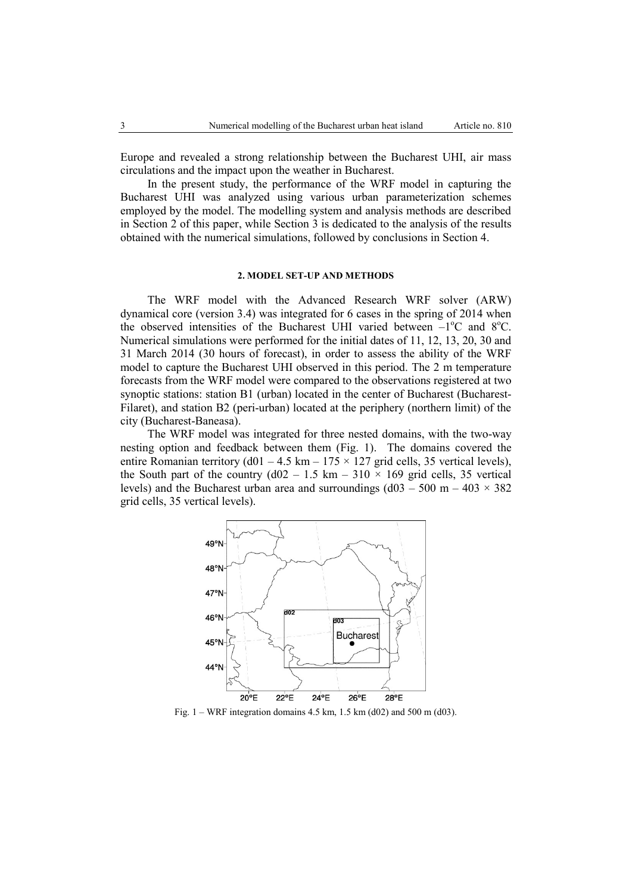Europe and revealed a strong relationship between the Bucharest UHI, air mass circulations and the impact upon the weather in Bucharest.

In the present study, the performance of the WRF model in capturing the Bucharest UHI was analyzed using various urban parameterization schemes employed by the model. The modelling system and analysis methods are described in Section 2 of this paper, while Section 3 is dedicated to the analysis of the results obtained with the numerical simulations, followed by conclusions in Section 4.

## 2. MODEL SET-UP AND METHODS

The WRF model with the Advanced Research WRF solver (ARW) dynamical core (version 3.4) was integrated for 6 cases in the spring of 2014 when the observed intensities of the Bucharest UHI varied between $-1^{o}$C and $8^{o}$C. Numerical simulations were performed for the initial dates of 11, 12, 13, 20, 30 and 31 March 2014 (30 hours of forecast), in order to assess the ability of the WRF model to capture the Bucharest UHI observed in this period. The 2 m temperature forecasts from the WRF model were compared to the observations registered at two synoptic stations: station B1 (urban) located in the center of Bucharest (Bucharest-Filaret), and station B2 (peri-urban) located at the periphery (northern limit) of the city (Bucharest-Baneasa).

The WRF model was integrated for three nested domains, with the two-way nesting option and feedback between them (Fig. 1). The domains covered the entire Romanian territory (d01 – 4.5 km – 175 × 127 grid cells, 35 vertical levels), the South part of the country (d02 – 1.5 km – 310 × 169 grid cells, 35 vertical levels) and the Bucharest urban area and surroundings (d03 – 500 m – 403 × 382 grid cells, 35 vertical levels).

Fig. 1 – WRF integration domains 4.5 km, 1.5 km (d02) and 500 m (d03).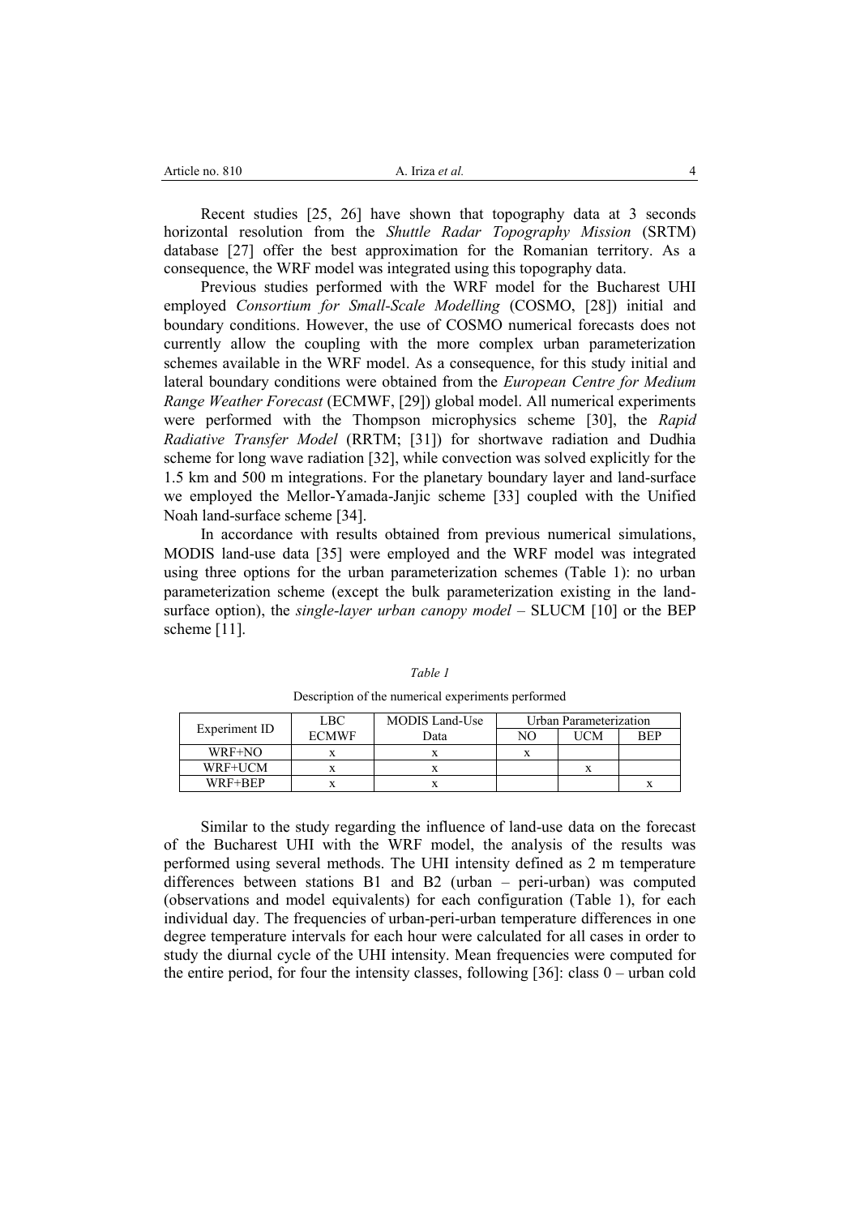Recent studies [25, 26] have shown that topography data at 3 seconds horizontal resolution from the *Shuttle Radar Topography Mission* (SRTM) database [27] offer the best approximation for the Romanian territory. As a consequence, the WRF model was integrated using this topography data.

Previous studies performed with the WRF model for the Bucharest UHI employed *Consortium for Small-Scale Modelling* (COSMO, [28]) initial and boundary conditions. However, the use of COSMO numerical forecasts does not currently allow the coupling with the more complex urban parameterization schemes available in the WRF model. As a consequence, for this study initial and lateral boundary conditions were obtained from the *European Centre for Medium Range Weather Forecast* (ECMWF, [29]) global model. All numerical experiments were performed with the Thompson microphysics scheme [30], the *Rapid Radiative Transfer Model* (RRTM; [31]) for shortwave radiation and Dudhia scheme for long wave radiation [32], while convection was solved explicitly for the 1.5 km and 500 m integrations. For the planetary boundary layer and land-surface we employed the Mellor-Yamada-Janjic scheme [33] coupled with the Unified Noah land-surface scheme [34].

In accordance with results obtained from previous numerical simulations, MODIS land-use data [35] were employed and the WRF model was integrated using three options for the urban parameterization schemes (Table 1): no urban parameterization scheme (except the bulk parameterization existing in the land-surface option), the *single-layer urban canopy model* – SLUCM [10] or the BEP scheme [11].

*Table 1*

Description of the numerical experiments performed

| Experiment ID | LBC ECMWF | MODIS Land-Use Data | Urban Parameterization | | |
|---|---|---|---|---|---|
| | | | NO | UCM | BEP |
| WRF+NO | x | x | x | | |
| WRF+UCM | x | x | | x | |
| WRF+BEP | x | x | | | x |

Similar to the study regarding the influence of land-use data on the forecast of the Bucharest UHI with the WRF model, the analysis of the results was performed using several methods. The UHI intensity defined as 2 m temperature differences between stations B1 and B2 (urban – peri-urban) was computed (observations and model equivalents) for each configuration (Table 1), for each individual day. The frequencies of urban-peri-urban temperature differences in one degree temperature intervals for each hour were calculated for all cases in order to study the diurnal cycle of the UHI intensity. Mean frequencies were computed for the entire period, for four the intensity classes, following [36]: class 0 – urban cold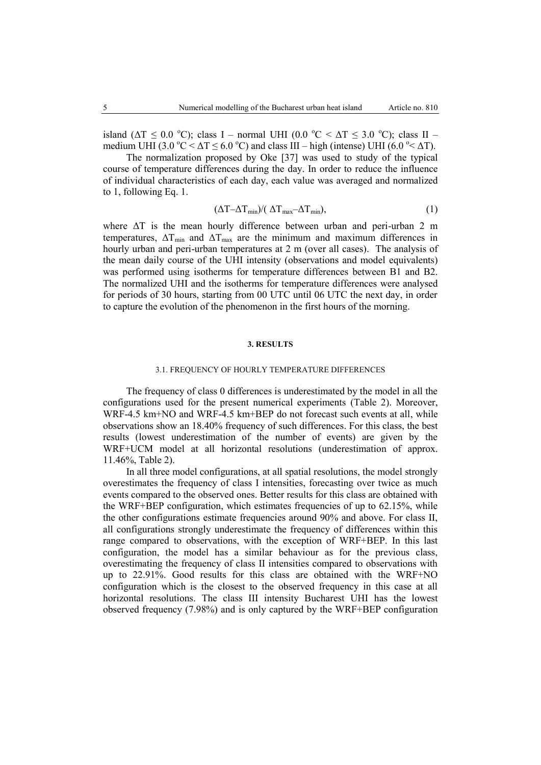island ($\Delta T \leq 0.0$ °C); class I – normal UHI ($0.0$ °C $< \Delta T \leq 3.0$ °C); class II – medium UHI ($3.0$ °C $< \Delta T \leq 6.0$ °C) and class III – high (intense) UHI ($6.0$ ° $< \Delta T$).

The normalization proposed by Oke [37] was used to study of the typical course of temperature differences during the day. In order to reduce the influence of individual characteristics of each day, each value was averaged and normalized to 1, following Eq. 1.

$$(\Delta T - \Delta T_{min})/(\Delta T_{max} - \Delta T_{min}), \quad (1)$$

where $\Delta T$ is the mean hourly difference between urban and peri-urban 2 m temperatures, $\Delta T_{min}$ and $\Delta T_{max}$ are the minimum and maximum differences in hourly urban and peri-urban temperatures at 2 m (over all cases). The analysis of the mean daily course of the UHI intensity (observations and model equivalents) was performed using isotherms for temperature differences between B1 and B2. The normalized UHI and the isotherms for temperature differences were analysed for periods of 30 hours, starting from 00 UTC until 06 UTC the next day, in order to capture the evolution of the phenomenon in the first hours of the morning.

## 3. RESULTS

### 3.1. FREQUENCY OF HOURLY TEMPERATURE DIFFERENCES

The frequency of class 0 differences is underestimated by the model in all the configurations used for the present numerical experiments (Table 2). Moreover, WRF-4.5 km+NO and WRF-4.5 km+BEP do not forecast such events at all, while observations show an 18.40% frequency of such differences. For this class, the best results (lowest underestimation of the number of events) are given by the WRF+UCM model at all horizontal resolutions (underestimation of approx. 11.46%, Table 2).

In all three model configurations, at all spatial resolutions, the model strongly overestimates the frequency of class I intensities, forecasting over twice as much events compared to the observed ones. Better results for this class are obtained with the WRF+BEP configuration, which estimates frequencies of up to 62.15%, while the other configurations estimate frequencies around 90% and above. For class II, all configurations strongly underestimate the frequency of differences within this range compared to observations, with the exception of WRF+BEP. In this last configuration, the model has a similar behaviour as for the previous class, overestimating the frequency of class II intensities compared to observations with up to 22.91%. Good results for this class are obtained with the WRF+NO configuration which is the closest to the observed frequency in this case at all horizontal resolutions. The class III intensity Bucharest UHI has the lowest observed frequency (7.98%) and is only captured by the WRF+BEP configuration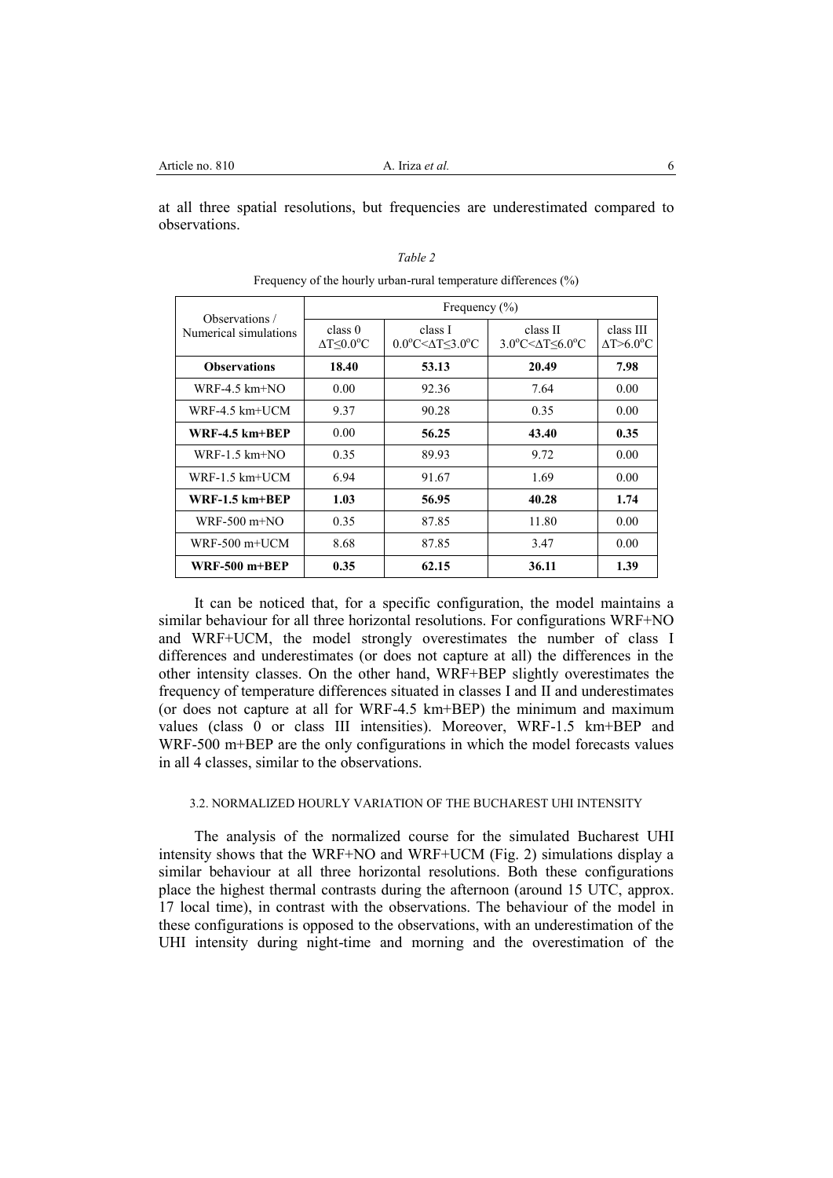at all three spatial resolutions, but frequencies are underestimated compared to observations.

*Table 2*

Frequency of the hourly urban-rural temperature differences (%)

| Observations / Numerical simulations | Frequency (%) | | | |
|---|---|---|---|---|
| | class 0 $\Delta T \leq 0.0^{o}C$ | class I $0.0^{o}C < \Delta T \leq 3.0^{o}C$ | class II $3.0^{o}C < \Delta T \leq 6.0^{o}C$ | class III $\Delta T > 6.0^{o}C$ |
| **Observations** | **18.40** | **53.13** | **20.49** | **7.98** |
| WRF-4.5 km+NO | 0.00 | 92.36 | 7.64 | 0.00 |
| WRF-4.5 km+UCM | 9.37 | 90.28 | 0.35 | 0.00 |
| **WRF-4.5 km+BEP** | 0.00 | **56.25** | **43.40** | **0.35** |
| WRF-1.5 km+NO | 0.35 | 89.93 | 9.72 | 0.00 |
| WRF-1.5 km+UCM | 6.94 | 91.67 | 1.69 | 0.00 |
| **WRF-1.5 km+BEP** | **1.03** | **56.95** | **40.28** | **1.74** |
| WRF-500 m+NO | 0.35 | 87.85 | 11.80 | 0.00 |
| WRF-500 m+UCM | 8.68 | 87.85 | 3.47 | 0.00 |
| **WRF-500 m+BEP** | **0.35** | **62.15** | **36.11** | **1.39** |

It can be noticed that, for a specific configuration, the model maintains a similar behaviour for all three horizontal resolutions. For configurations WRF+NO and WRF+UCM, the model strongly overestimates the number of class I differences and underestimates (or does not capture at all) the differences in the other intensity classes. On the other hand, WRF+BEP slightly overestimates the frequency of temperature differences situated in classes I and II and underestimates (or does not capture at all for WRF-4.5 km+BEP) the minimum and maximum values (class 0 or class III intensities). Moreover, WRF-1.5 km+BEP and WRF-500 m+BEP are the only configurations in which the model forecasts values in all 4 classes, similar to the observations.

### 3.2. NORMALIZED HOURLY VARIATION OF THE BUCHAREST UHI INTENSITY

The analysis of the normalized course for the simulated Bucharest UHI intensity shows that the WRF+NO and WRF+UCM (Fig. 2) simulations display a similar behaviour at all three horizontal resolutions. Both these configurations place the highest thermal contrasts during the afternoon (around 15 UTC, approx. 17 local time), in contrast with the observations. The behaviour of the model in these configurations is opposed to the observations, with an underestimation of the UHI intensity during night-time and morning and the overestimation of the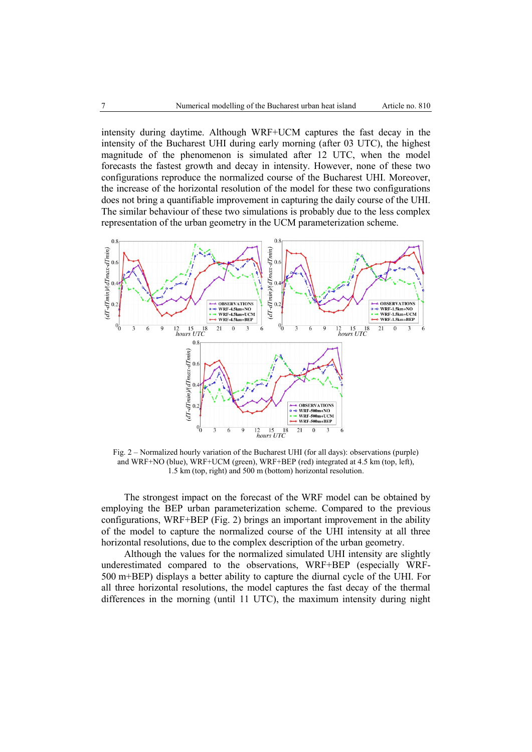intensity during daytime. Although WRF+UCM captures the fast decay in the intensity of the Bucharest UHI during early morning (after 03 UTC), the highest magnitude of the phenomenon is simulated after 12 UTC, when the model forecasts the fastest growth and decay in intensity. However, none of these two configurations reproduce the normalized course of the Bucharest UHI. Moreover, the increase of the horizontal resolution of the model for these two configurations does not bring a quantifiable improvement in capturing the daily course of the UHI. The similar behaviour of these two simulations is probably due to the less complex representation of the urban geometry in the UCM parameterization scheme.

Fig. 2 – Normalized hourly variation of the Bucharest UHI (for all days): observations (purple) and WRF+NO (blue), WRF+UCM (green), WRF+BEP (red) integrated at 4.5 km (top, left), 1.5 km (top, right) and 500 m (bottom) horizontal resolution.

The strongest impact on the forecast of the WRF model can be obtained by employing the BEP urban parameterization scheme. Compared to the previous configurations, WRF+BEP (Fig. 2) brings an important improvement in the ability of the model to capture the normalized course of the UHI intensity at all three horizontal resolutions, due to the complex description of the urban geometry.

Although the values for the normalized simulated UHI intensity are slightly underestimated compared to the observations, WRF+BEP (especially WRF-500 m+BEP) displays a better ability to capture the diurnal cycle of the UHI. For all three horizontal resolutions, the model captures the fast decay of the thermal differences in the morning (until 11 UTC), the maximum intensity during night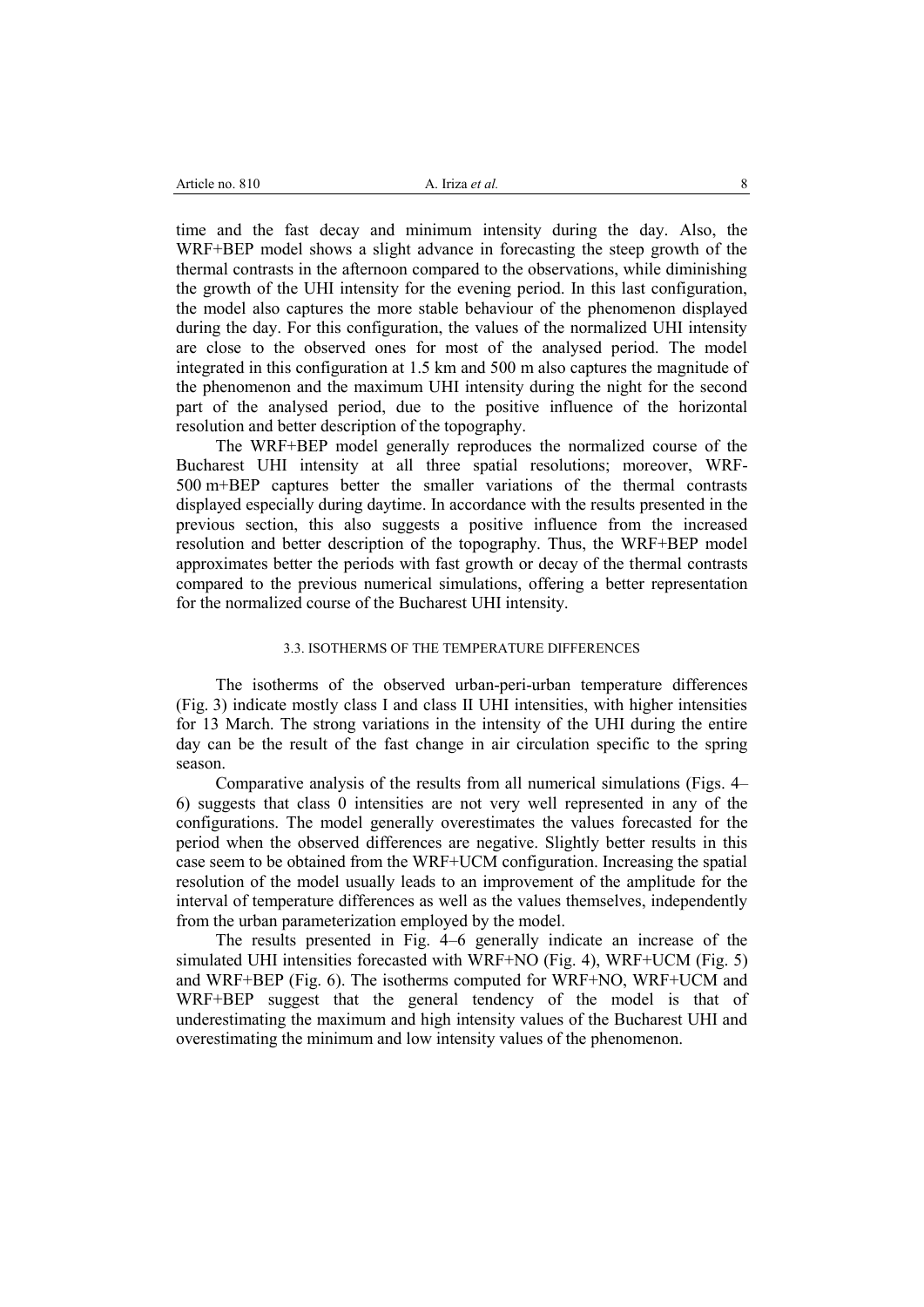time and the fast decay and minimum intensity during the day. Also, the WRF+BEP model shows a slight advance in forecasting the steep growth of the thermal contrasts in the afternoon compared to the observations, while diminishing the growth of the UHI intensity for the evening period. In this last configuration, the model also captures the more stable behaviour of the phenomenon displayed during the day. For this configuration, the values of the normalized UHI intensity are close to the observed ones for most of the analysed period. The model integrated in this configuration at 1.5 km and 500 m also captures the magnitude of the phenomenon and the maximum UHI intensity during the night for the second part of the analysed period, due to the positive influence of the horizontal resolution and better description of the topography.

The WRF+BEP model generally reproduces the normalized course of the Bucharest UHI intensity at all three spatial resolutions; moreover, WRF-500 m+BEP captures better the smaller variations of the thermal contrasts displayed especially during daytime. In accordance with the results presented in the previous section, this also suggests a positive influence from the increased resolution and better description of the topography. Thus, the WRF+BEP model approximates better the periods with fast growth or decay of the thermal contrasts compared to the previous numerical simulations, offering a better representation for the normalized course of the Bucharest UHI intensity.

### 3.3. ISOTHERMS OF THE TEMPERATURE DIFFERENCES

The isotherms of the observed urban-peri-urban temperature differences (Fig. 3) indicate mostly class I and class II UHI intensities, with higher intensities for 13 March. The strong variations in the intensity of the UHI during the entire day can be the result of the fast change in air circulation specific to the spring season.

Comparative analysis of the results from all numerical simulations (Figs. 4–6) suggests that class 0 intensities are not very well represented in any of the configurations. The model generally overestimates the values forecasted for the period when the observed differences are negative. Slightly better results in this case seem to be obtained from the WRF+UCM configuration. Increasing the spatial resolution of the model usually leads to an improvement of the amplitude for the interval of temperature differences as well as the values themselves, independently from the urban parameterization employed by the model.

The results presented in Fig. 4–6 generally indicate an increase of the simulated UHI intensities forecasted with WRF+NO (Fig. 4), WRF+UCM (Fig. 5) and WRF+BEP (Fig. 6). The isotherms computed for WRF+NO, WRF+UCM and WRF+BEP suggest that the general tendency of the model is that of underestimating the maximum and high intensity values of the Bucharest UHI and overestimating the minimum and low intensity values of the phenomenon.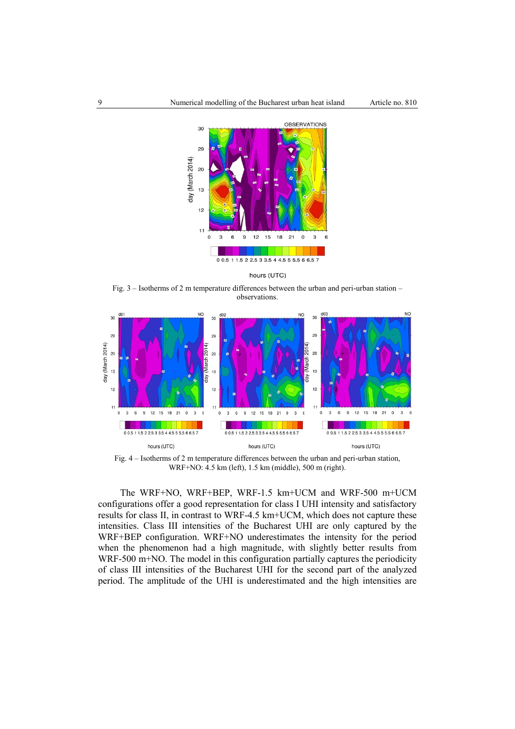Fig. 3 – Isotherms of 2 m temperature differences between the urban and peri-urban station – observations.

Fig. 4 – Isotherms of 2 m temperature differences between the urban and peri-urban station, WRF+NO: 4.5 km (left), 1.5 km (middle), 500 m (right).

The WRF+NO, WRF+BEP, WRF-1.5 km+UCM and WRF-500 m+UCM configurations offer a good representation for class I UHI intensity and satisfactory results for class II, in contrast to WRF-4.5 km+UCM, which does not capture these intensities. Class III intensities of the Bucharest UHI are only captured by the WRF+BEP configuration. WRF+NO underestimates the intensity for the period when the phenomenon had a high magnitude, with slightly better results from WRF-500 m+NO. The model in this configuration partially captures the periodicity of class III intensities of the Bucharest UHI for the second part of the analyzed period. The amplitude of the UHI is underestimated and the high intensities are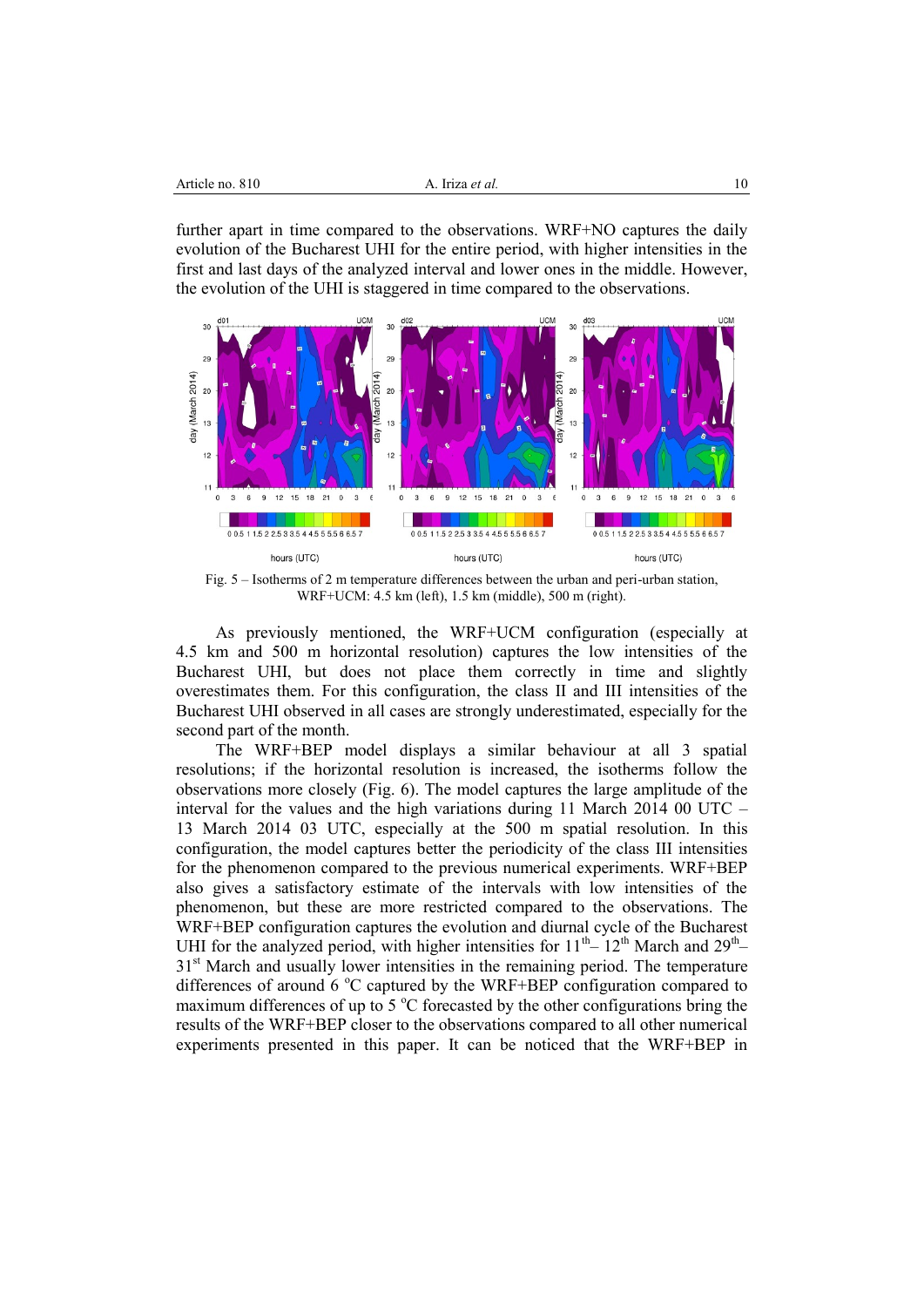further apart in time compared to the observations. WRF+NO captures the daily evolution of the Bucharest UHI for the entire period, with higher intensities in the first and last days of the analyzed interval and lower ones in the middle. However, the evolution of the UHI is staggered in time compared to the observations.

Fig. 5 – Isotherms of 2 m temperature differences between the urban and peri-urban station, WRF+UCM: 4.5 km (left), 1.5 km (middle), 500 m (right).

As previously mentioned, the WRF+UCM configuration (especially at 4.5 km and 500 m horizontal resolution) captures the low intensities of the Bucharest UHI, but does not place them correctly in time and slightly overestimates them. For this configuration, the class II and III intensities of the Bucharest UHI observed in all cases are strongly underestimated, especially for the second part of the month.

The WRF+BEP model displays a similar behaviour at all 3 spatial resolutions; if the horizontal resolution is increased, the isotherms follow the observations more closely (Fig. 6). The model captures the large amplitude of the interval for the values and the high variations during 11 March 2014 00 UTC – 13 March 2014 03 UTC, especially at the 500 m spatial resolution. In this configuration, the model captures better the periodicity of the class III intensities for the phenomenon compared to the previous numerical experiments. WRF+BEP also gives a satisfactory estimate of the intervals with low intensities of the phenomenon, but these are more restricted compared to the observations. The WRF+BEP configuration captures the evolution and diurnal cycle of the Bucharest UHI for the analyzed period, with higher intensities for $11^{th}$– $12^{th}$ March and $29^{th}$–$31^{st}$ March and usually lower intensities in the remaining period. The temperature differences of around 6 $^{o}$C captured by the WRF+BEP configuration compared to maximum differences of up to 5 $^{o}$C forecasted by the other configurations bring the results of the WRF+BEP closer to the observations compared to all other numerical experiments presented in this paper. It can be noticed that the WRF+BEP in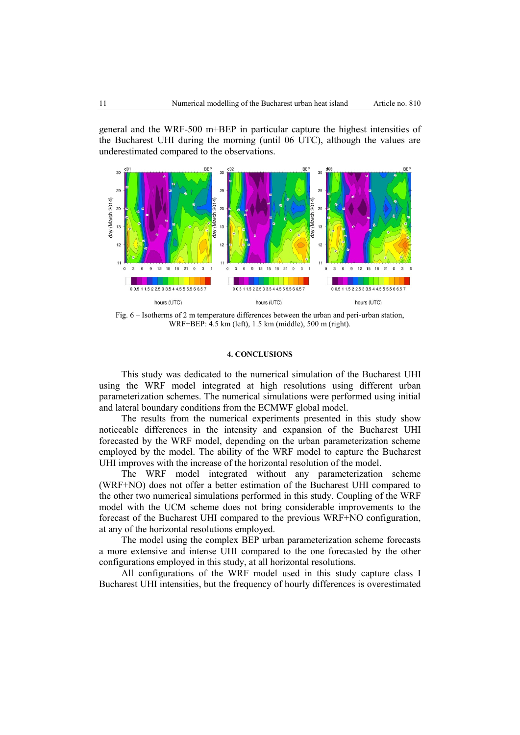general and the WRF-500 m+BEP in particular capture the highest intensities of the Bucharest UHI during the morning (until 06 UTC), although the values are underestimated compared to the observations.

Fig. 6 – Isotherms of 2 m temperature differences between the urban and peri-urban station, WRF+BEP: 4.5 km (left), 1.5 km (middle), 500 m (right).

## 4. CONCLUSIONS

This study was dedicated to the numerical simulation of the Bucharest UHI using the WRF model integrated at high resolutions using different urban parameterization schemes. The numerical simulations were performed using initial and lateral boundary conditions from the ECMWF global model.

The results from the numerical experiments presented in this study show noticeable differences in the intensity and expansion of the Bucharest UHI forecasted by the WRF model, depending on the urban parameterization scheme employed by the model. The ability of the WRF model to capture the Bucharest UHI improves with the increase of the horizontal resolution of the model.

The WRF model integrated without any parameterization scheme (WRF+NO) does not offer a better estimation of the Bucharest UHI compared to the other two numerical simulations performed in this study. Coupling of the WRF model with the UCM scheme does not bring considerable improvements to the forecast of the Bucharest UHI compared to the previous WRF+NO configuration, at any of the horizontal resolutions employed.

The model using the complex BEP urban parameterization scheme forecasts a more extensive and intense UHI compared to the one forecasted by the other configurations employed in this study, at all horizontal resolutions.

All configurations of the WRF model used in this study capture class I Bucharest UHI intensities, but the frequency of hourly differences is overestimated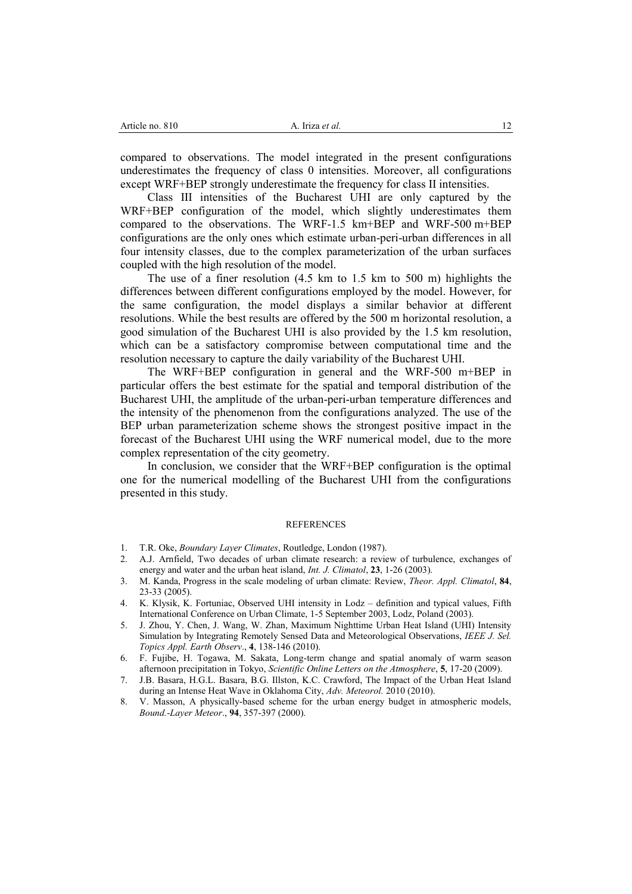compared to observations. The model integrated in the present configurations underestimates the frequency of class 0 intensities. Moreover, all configurations except WRF+BEP strongly underestimate the frequency for class II intensities.

Class III intensities of the Bucharest UHI are only captured by the WRF+BEP configuration of the model, which slightly underestimates them compared to the observations. The WRF-1.5 km+BEP and WRF-500 m+BEP configurations are the only ones which estimate urban-peri-urban differences in all four intensity classes, due to the complex parameterization of the urban surfaces coupled with the high resolution of the model.

The use of a finer resolution (4.5 km to 1.5 km to 500 m) highlights the differences between different configurations employed by the model. However, for the same configuration, the model displays a similar behavior at different resolutions. While the best results are offered by the 500 m horizontal resolution, a good simulation of the Bucharest UHI is also provided by the 1.5 km resolution, which can be a satisfactory compromise between computational time and the resolution necessary to capture the daily variability of the Bucharest UHI.

The WRF+BEP configuration in general and the WRF-500 m+BEP in particular offers the best estimate for the spatial and temporal distribution of the Bucharest UHI, the amplitude of the urban-peri-urban temperature differences and the intensity of the phenomenon from the configurations analyzed. The use of the BEP urban parameterization scheme shows the strongest positive impact in the forecast of the Bucharest UHI using the WRF numerical model, due to the more complex representation of the city geometry.

In conclusion, we consider that the WRF+BEP configuration is the optimal one for the numerical modelling of the Bucharest UHI from the configurations presented in this study.

## REFERENCES

1. T.R. Oke, *Boundary Layer Climates*, Routledge, London (1987).
2. A.J. Arnfield, Two decades of urban climate research: a review of turbulence, exchanges of energy and water and the urban heat island, *Int. J. Climatol*, **23**, 1-26 (2003).
3. M. Kanda, Progress in the scale modeling of urban climate: Review, *Theor. Appl. Climatol*, **84**, 23-33 (2005).
4. K. Klysik, K. Fortuniac, Observed UHI intensity in Lodz – definition and typical values, Fifth International Conference on Urban Climate, 1-5 September 2003, Lodz, Poland (2003).
5. J. Zhou, Y. Chen, J. Wang, W. Zhan, Maximum Nighttime Urban Heat Island (UHI) Intensity Simulation by Integrating Remotely Sensed Data and Meteorological Observations, *IEEE J. Sel. Topics Appl. Earth Observ*., **4**, 138-146 (2010).
6. F. Fujibe, H. Togawa, M. Sakata, Long-term change and spatial anomaly of warm season afternoon precipitation in Tokyo, *Scientific Online Letters on the Atmosphere*, **5**, 17-20 (2009).
7. J.B. Basara, H.G.L. Basara, B.G. Illston, K.C. Crawford, The Impact of the Urban Heat Island during an Intense Heat Wave in Oklahoma City, *Adv. Meteorol.* 2010 (2010).
8. V. Masson, A physically-based scheme for the urban energy budget in atmospheric models, *Bound.-Layer Meteor*., **94**, 357-397 (2000).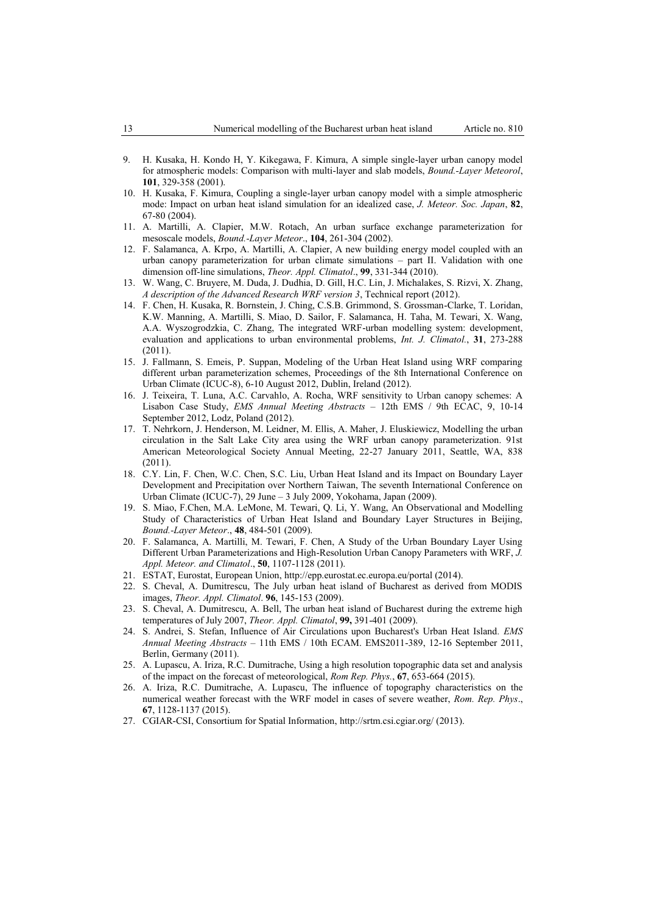9. H. Kusaka, H. Kondo H, Y. Kikegawa, F. Kimura, A simple single-layer urban canopy model for atmospheric models: Comparison with multi-layer and slab models, *Bound.-Layer Meteorol*, **101**, 329-358 (2001).
10. H. Kusaka, F. Kimura, Coupling a single-layer urban canopy model with a simple atmospheric mode: Impact on urban heat island simulation for an idealized case, *J. Meteor. Soc. Japan*, **82**, 67-80 (2004).
11. A. Martilli, A. Clapier, M.W. Rotach, An urban surface exchange parameterization for mesoscale models, *Bound.-Layer Meteor*., **104**, 261-304 (2002).
12. F. Salamanca, A. Krpo, A. Martilli, A. Clapier, A new building energy model coupled with an urban canopy parameterization for urban climate simulations – part II. Validation with one dimension off-line simulations, *Theor. Appl. Climatol*., **99**, 331-344 (2010).
13. W. Wang, C. Bruyere, M. Duda, J. Dudhia, D. Gill, H.C. Lin, J. Michalakes, S. Rizvi, X. Zhang, *A description of the Advanced Research WRF version 3*, Technical report (2012).
14. F. Chen, H. Kusaka, R. Bornstein, J. Ching, C.S.B. Grimmond, S. Grossman-Clarke, T. Loridan, K.W. Manning, A. Martilli, S. Miao, D. Sailor, F. Salamanca, H. Taha, M. Tewari, X. Wang, A.A. Wyszogrodzkia, C. Zhang, The integrated WRF-urban modelling system: development, evaluation and applications to urban environmental problems, *Int. J. Climatol.*, **31**, 273-288 (2011).
15. J. Fallmann, S. Emeis, P. Suppan, Modeling of the Urban Heat Island using WRF comparing different urban parameterization schemes, Proceedings of the 8th International Conference on Urban Climate (ICUC-8), 6-10 August 2012, Dublin, Ireland (2012).
16. J. Teixeira, T. Luna, A.C. Carvahlo, A. Rocha, WRF sensitivity to Urban canopy schemes: A Lisabon Case Study, *EMS Annual Meeting Abstracts* – 12th EMS / 9th ECAC, 9, 10-14 September 2012, Lodz, Poland (2012).
17. T. Nehrkorn, J. Henderson, M. Leidner, M. Ellis, A. Maher, J. Eluskiewicz, Modelling the urban circulation in the Salt Lake City area using the WRF urban canopy parameterization. 91st American Meteorological Society Annual Meeting, 22-27 January 2011, Seattle, WA, 838 (2011).
18. C.Y. Lin, F. Chen, W.C. Chen, S.C. Liu, Urban Heat Island and its Impact on Boundary Layer Development and Precipitation over Northern Taiwan, The seventh International Conference on Urban Climate (ICUC-7), 29 June – 3 July 2009, Yokohama, Japan (2009).
19. S. Miao, F.Chen, M.A. LeMone, M. Tewari, Q. Li, Y. Wang, An Observational and Modelling Study of Characteristics of Urban Heat Island and Boundary Layer Structures in Beijing, *Bound.-Layer Meteor*., **48**, 484-501 (2009).
20. F. Salamanca, A. Martilli, M. Tewari, F. Chen, A Study of the Urban Boundary Layer Using Different Urban Parameterizations and High-Resolution Urban Canopy Parameters with WRF, *J. Appl. Meteor. and Climatol*., **50**, 1107-1128 (2011).
21. ESTAT, Eurostat, European Union, http://epp.eurostat.ec.europa.eu/portal (2014).
22. S. Cheval, A. Dumitrescu, The July urban heat island of Bucharest as derived from MODIS images, *Theor. Appl. Climatol*. **96**, 145-153 (2009).
23. S. Cheval, A. Dumitrescu, A. Bell, The urban heat island of Bucharest during the extreme high temperatures of July 2007, *Theor. Appl. Climatol*, **99,** 391-401 (2009).
24. S. Andrei, S. Stefan, Influence of Air Circulations upon Bucharest's Urban Heat Island. *EMS Annual Meeting Abstracts* – 11th EMS / 10th ECAM. EMS2011-389, 12-16 September 2011, Berlin, Germany (2011).
25. A. Lupascu, A. Iriza, R.C. Dumitrache, Using a high resolution topographic data set and analysis of the impact on the forecast of meteorological, *Rom Rep. Phys.*, **67**, 653-664 (2015).
26. A. Iriza, R.C. Dumitrache, A. Lupascu, The influence of topography characteristics on the numerical weather forecast with the WRF model in cases of severe weather, *Rom. Rep. Phys*., **67**, 1128-1137 (2015).
27. CGIAR-CSI, Consortium for Spatial Information, http://srtm.csi.cgiar.org/ (2013).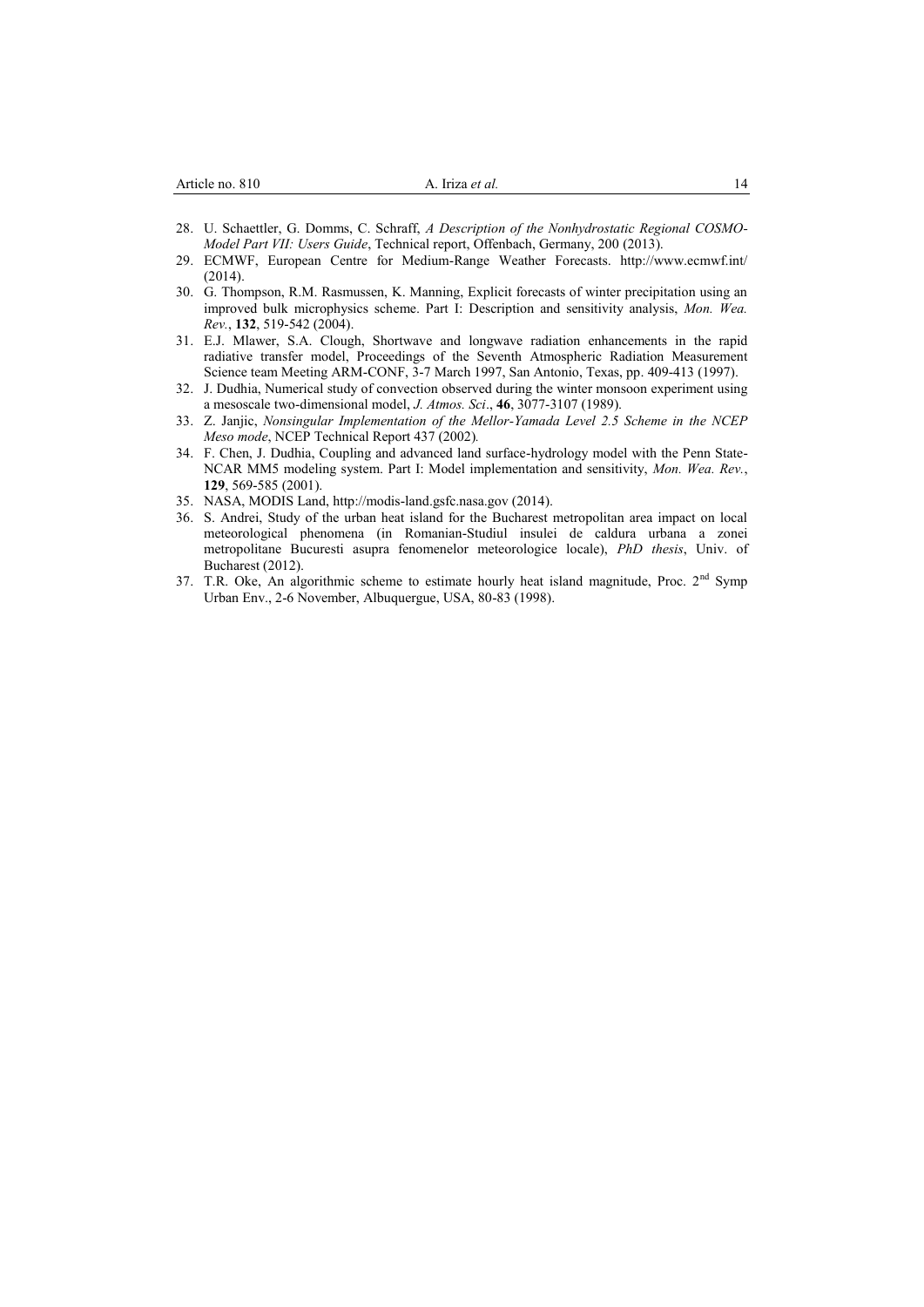28. U. Schaettler, G. Domms, C. Schraff, *A Description of the Nonhydrostatic Regional COSMO-Model Part VII: Users Guide*, Technical report, Offenbach, Germany, 200 (2013).
29. ECMWF, European Centre for Medium-Range Weather Forecasts. http://www.ecmwf.int/ (2014).
30. G. Thompson, R.M. Rasmussen, K. Manning, Explicit forecasts of winter precipitation using an improved bulk microphysics scheme. Part I: Description and sensitivity analysis, *Mon. Wea. Rev.*, **132**, 519-542 (2004).
31. E.J. Mlawer, S.A. Clough, Shortwave and longwave radiation enhancements in the rapid radiative transfer model, Proceedings of the Seventh Atmospheric Radiation Measurement Science team Meeting ARM-CONF, 3-7 March 1997, San Antonio, Texas, pp. 409-413 (1997).
32. J. Dudhia, Numerical study of convection observed during the winter monsoon experiment using a mesoscale two-dimensional model, *J. Atmos. Sci*., **46**, 3077-3107 (1989).
33. Z. Janjic, *Nonsingular Implementation of the Mellor-Yamada Level 2.5 Scheme in the NCEP Meso mode*, NCEP Technical Report 437 (2002).
34. F. Chen, J. Dudhia, Coupling and advanced land surface-hydrology model with the Penn State-NCAR MM5 modeling system. Part I: Model implementation and sensitivity, *Mon. Wea. Rev.*, **129**, 569-585 (2001).
35. NASA, MODIS Land, http://modis-land.gsfc.nasa.gov (2014).
36. S. Andrei, Study of the urban heat island for the Bucharest metropolitan area impact on local meteorological phenomena (in Romanian-Studiul insulei de caldura urbana a zonei metropolitane Bucuresti asupra fenomenelor meteorologice locale), *PhD thesis*, Univ. of Bucharest (2012).
37. T.R. Oke, An algorithmic scheme to estimate hourly heat island magnitude, Proc. 2nd Symp Urban Env., 2-6 November, Albuquergue, USA, 80-83 (1998).